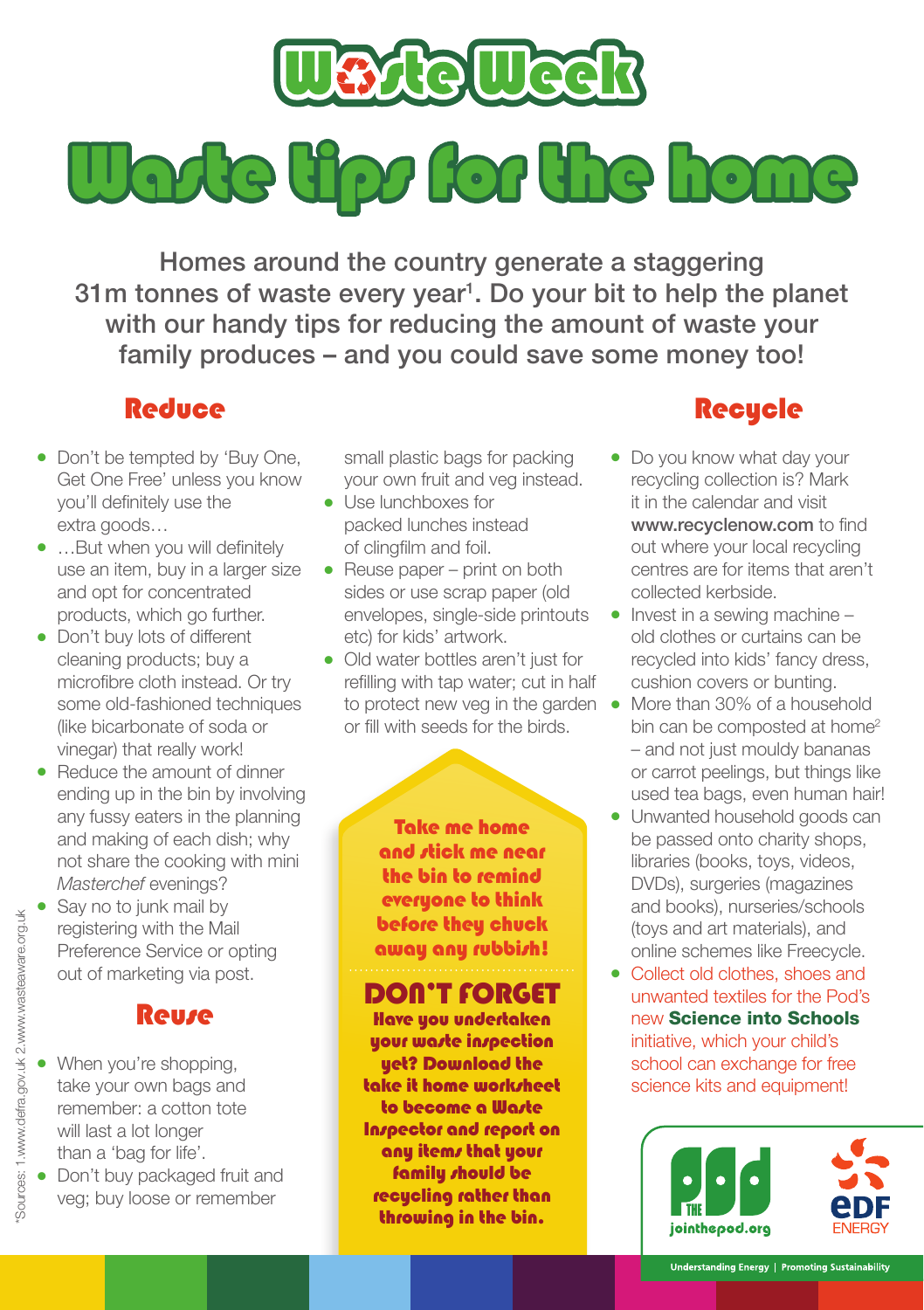# Waste Week

# Waste tips for the home

**Homes around the country generate a staggering 31m tonnes of waste every year[1]. Do your bit to help the planet with our handy tips for reducing the amount of waste your family produces – and you could save some money too!**

## Reduce

- Don't be tempted by 'Buy One, Get One Free' unless you know you'll definitely use the extra goods…
- …But when you will definitely use an item, buy in a larger size and opt for concentrated products, which go further.
- Don't buy lots of different cleaning products; buy a microfibre cloth instead. Or try some old-fashioned techniques (like bicarbonate of soda or vinegar) that really work!
- Reduce the amount of dinner ending up in the bin by involving any fussy eaters in the planning and making of each dish; why not share the cooking with mini *Masterchef* evenings?
- Say no to junk mail by registering with the Mail Preference Service or opting out of marketing via post.

## Reuse

- When you're shopping, take your own bags and remember: a cotton tote will last a lot longer than a 'bag for life'.
- Don't buy packaged fruit and veg; buy loose or remember small plastic bags for packing your own fruit and veg instead.
- Use lunchboxes for packed lunches instead of clingfilm and foil.
- Reuse paper – print on both sides or use scrap paper (old envelopes, single-side printouts etc) for kids' artwork.
- Old water bottles aren't just for refilling with tap water; cut in half to protect new veg in the garden or fill with seeds for the birds.

**Take me home and stick me near the bin to remind everyone to think before they chuck away any rubbish!**

### DON'T FORGET

**Have you undertaken your waste inspection yet? Download the take it home worksheet to become a Waste Inspector and report on any items that your family should be recycling rather than throwing in the bin.**

## Recycle

- Do you know what day your recycling collection is? Mark it in the calendar and visit **www.recyclenow.com** to find out where your local recycling centres are for items that aren't collected kerbside.
- Invest in a sewing machine – old clothes or curtains can be recycled into kids' fancy dress, cushion covers or bunting.
- More than 30% of a household bin can be composted at home[2] – and not just mouldy bananas or carrot peelings, but things like used tea bags, even human hair!
- Unwanted household goods can be passed onto charity shops, libraries (books, toys, videos, DVDs), surgeries (magazines and books), nurseries/schools (toys and art materials), and online schemes like Freecycle.
- Collect old clothes, shoes and unwanted textiles for the Pod's new **Science into Schools** initiative, which your child's school can exchange for free science kits and equipment!

THE pod jointhepod.org | EDF ENERGY

Understanding Energy | Promoting Sustainability

*Sources: 1.www.defra.gov.uk 2.www.wasteaware.org.uk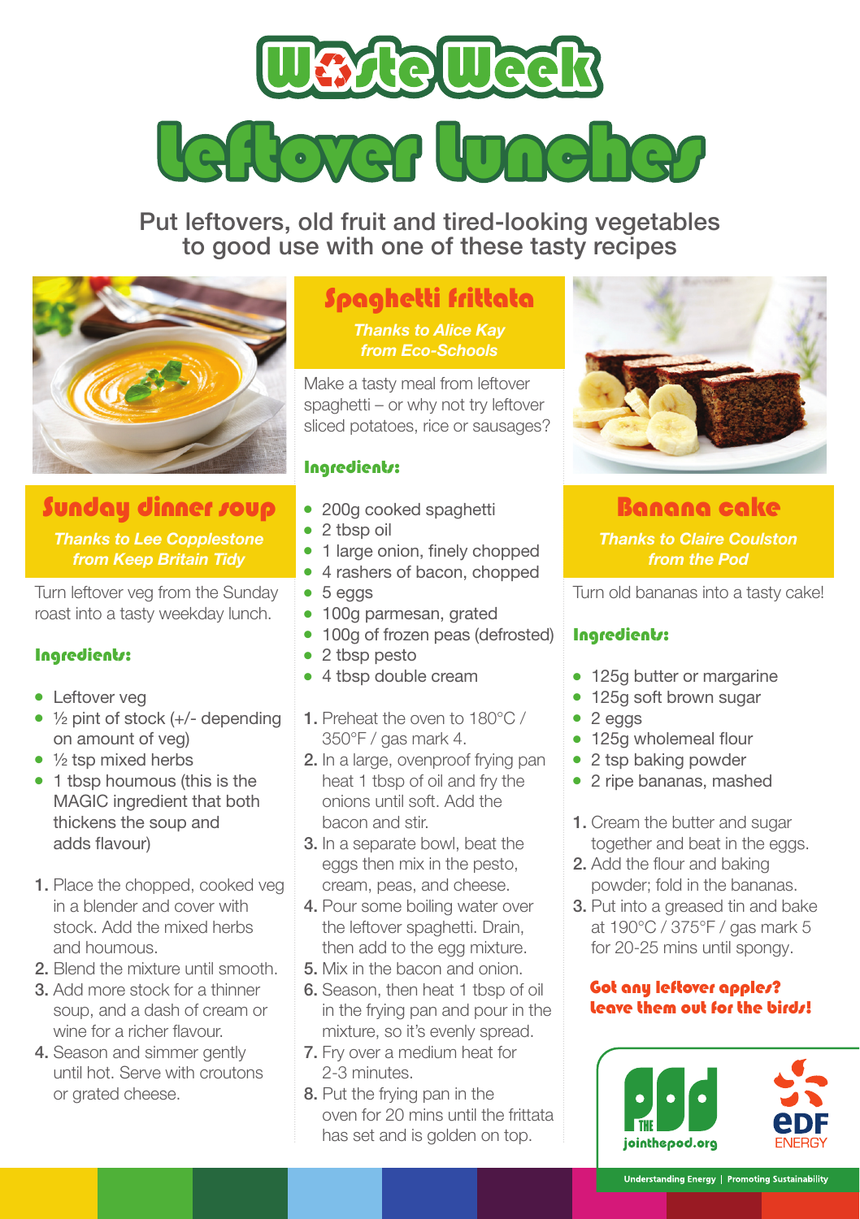# Waste Week

# Leftover Lunches

Put leftovers, old fruit and tired-looking vegetables to good use with one of these tasty recipes

## Sunday dinner soup

*Thanks to Lee Copplestone from Keep Britain Tidy*

Turn leftover veg from the Sunday roast into a tasty weekday lunch.

### Ingredients:

- Leftover veg
- ½ pint of stock (+/- depending on amount of veg)
- ½ tsp mixed herbs
- 1 tbsp houmous (this is the MAGIC ingredient that both thickens the soup and adds flavour)

1. Place the chopped, cooked veg in a blender and cover with stock. Add the mixed herbs and houmous.
2. Blend the mixture until smooth.
3. Add more stock for a thinner soup, and a dash of cream or wine for a richer flavour.
4. Season and simmer gently until hot. Serve with croutons or grated cheese.

## Spaghetti frittata

*Thanks to Alice Kay from Eco-Schools*

Make a tasty meal from leftover spaghetti – or why not try leftover sliced potatoes, rice or sausages?

### Ingredients:

- 200g cooked spaghetti
- 2 tbsp oil
- 1 large onion, finely chopped
- 4 rashers of bacon, chopped
- 5 eggs
- 100g parmesan, grated
- 100g of frozen peas (defrosted)
- 2 tbsp pesto
- 4 tbsp double cream

1. Preheat the oven to 180°C / 350°F / gas mark 4.
2. In a large, ovenproof frying pan heat 1 tbsp of oil and fry the onions until soft. Add the bacon and stir.
3. In a separate bowl, beat the eggs then mix in the pesto, cream, peas, and cheese.
4. Pour some boiling water over the leftover spaghetti. Drain, then add to the egg mixture.
5. Mix in the bacon and onion.
6. Season, then heat 1 tbsp of oil in the frying pan and pour in the mixture, so it's evenly spread.
7. Fry over a medium heat for 2-3 minutes.
8. Put the frying pan in the oven for 20 mins until the frittata has set and is golden on top.

## Banana cake

*Thanks to Claire Coulston from the Pod*

Turn old bananas into a tasty cake!

### Ingredients:

- 125g butter or margarine
- 125g soft brown sugar
- 2 eggs
- 125g wholemeal flour
- 2 tsp baking powder
- 2 ripe bananas, mashed

1. Cream the butter and sugar together and beat in the eggs.
2. Add the flour and baking powder; fold in the bananas.
3. Put into a greased tin and bake at 190°C / 375°F / gas mark 5 for 20-25 mins until spongy.

**Got any leftover apples? Leave them out for the birds!**

THE pod
jointhepod.org

EDF ENERGY

Understanding Energy | Promoting Sustainability